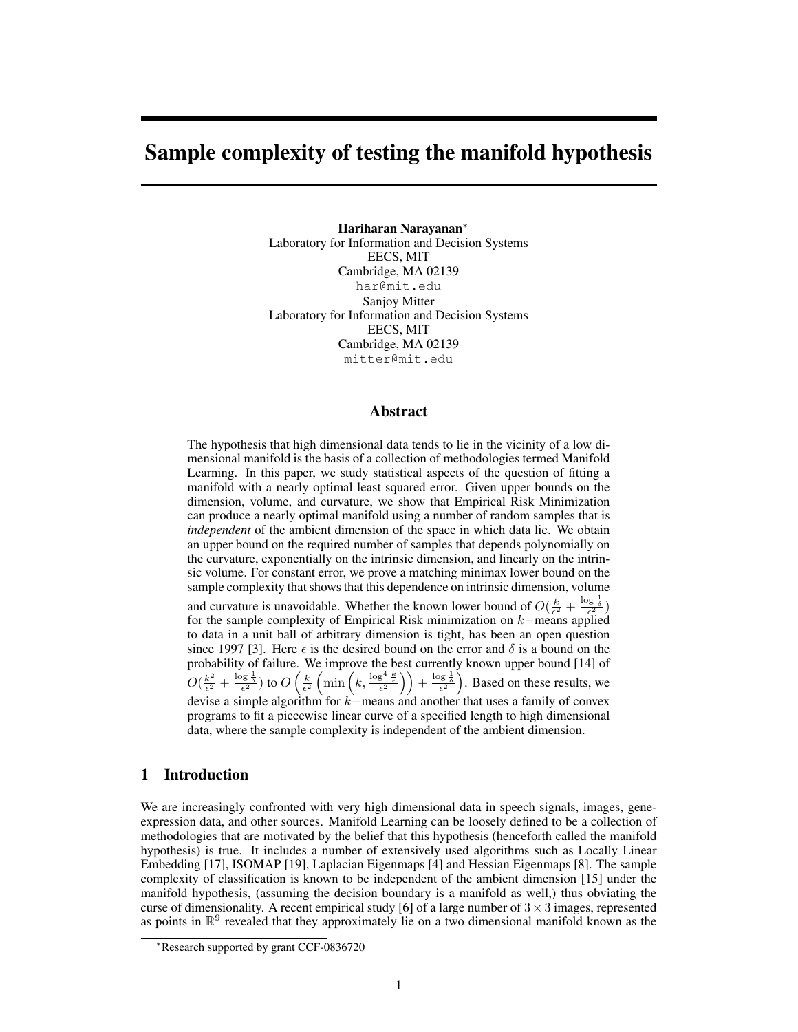# Sample complexity of testing the manifold hypothesis

**Hariharan Narayanan**[*]
Laboratory for Information and Decision Systems
EECS, MIT
Cambridge, MA 02139
har@mit.edu

Sanjoy Mitter
Laboratory for Information and Decision Systems
EECS, MIT
Cambridge, MA 02139
mitter@mit.edu

## Abstract

The hypothesis that high dimensional data tends to lie in the vicinity of a low dimensional manifold is the basis of a collection of methodologies termed Manifold Learning. In this paper, we study statistical aspects of the question of fitting a manifold with a nearly optimal least squared error. Given upper bounds on the dimension, volume, and curvature, we show that Empirical Risk Minimization can produce a nearly optimal manifold using a number of random samples that is *independent* of the ambient dimension of the space in which data lie. We obtain an upper bound on the required number of samples that depends polynomially on the curvature, exponentially on the intrinsic dimension, and linearly on the intrinsic volume. For constant error, we prove a matching minimax lower bound on the sample complexity that shows that this dependence on intrinsic dimension, volume and curvature is unavoidable. Whether the known lower bound of $O(\frac{k}{\epsilon^2} + \frac{\log \frac{1}{\delta}}{\epsilon^2})$ for the sample complexity of Empirical Risk minimization on $k-$means applied to data in a unit ball of arbitrary dimension is tight, has been an open question since 1997 [3]. Here $\epsilon$ is the desired bound on the error and $\delta$ is a bound on the probability of failure. We improve the best currently known upper bound [14] of $O(\frac{k^2}{\epsilon^2} + \frac{\log \frac{1}{\delta}}{\epsilon^2})$ to $O\left(\frac{k}{\epsilon^2}\left(\min\left(k, \frac{\log^4 \frac{k}{\epsilon}}{\epsilon^2}\right)\right) + \frac{\log \frac{1}{\delta}}{\epsilon^2}\right)$. Based on these results, we devise a simple algorithm for $k-$means and another that uses a family of convex programs to fit a piecewise linear curve of a specified length to high dimensional data, where the sample complexity is independent of the ambient dimension.

## 1 Introduction

We are increasingly confronted with very high dimensional data in speech signals, images, gene-expression data, and other sources. Manifold Learning can be loosely defined to be a collection of methodologies that are motivated by the belief that this hypothesis (henceforth called the manifold hypothesis) is true. It includes a number of extensively used algorithms such as Locally Linear Embedding [17], ISOMAP [19], Laplacian Eigenmaps [4] and Hessian Eigenmaps [8]. The sample complexity of classification is known to be independent of the ambient dimension [15] under the manifold hypothesis, (assuming the decision boundary is a manifold as well,) thus obviating the curse of dimensionality. A recent empirical study [6] of a large number of $3 \times 3$ images, represented as points in $\mathbb{R}^9$ revealed that they approximately lie on a two dimensional manifold known as the

[*]Research supported by grant CCF-0836720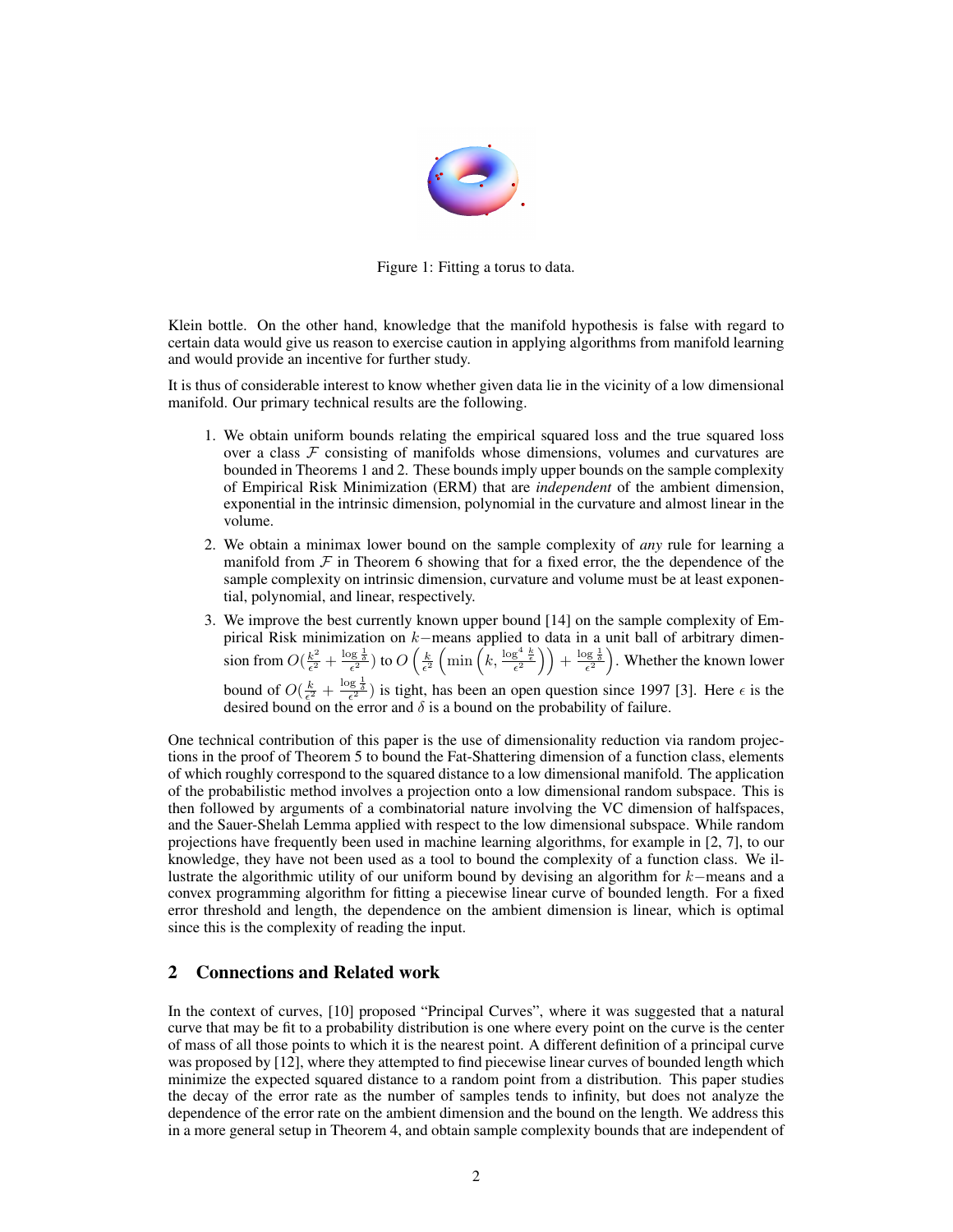Figure 1: Fitting a torus to data.

Klein bottle. On the other hand, knowledge that the manifold hypothesis is false with regard to certain data would give us reason to exercise caution in applying algorithms from manifold learning and would provide an incentive for further study.

It is thus of considerable interest to know whether given data lie in the vicinity of a low dimensional manifold. Our primary technical results are the following.

1. We obtain uniform bounds relating the empirical squared loss and the true squared loss over a class $\mathcal{F}$ consisting of manifolds whose dimensions, volumes and curvatures are bounded in Theorems 1 and 2. These bounds imply upper bounds on the sample complexity of Empirical Risk Minimization (ERM) that are *independent* of the ambient dimension, exponential in the intrinsic dimension, polynomial in the curvature and almost linear in the volume.
2. We obtain a minimax lower bound on the sample complexity of *any* rule for learning a manifold from $\mathcal{F}$ in Theorem 6 showing that for a fixed error, the the dependence of the sample complexity on intrinsic dimension, curvature and volume must be at least exponential, polynomial, and linear, respectively.
3. We improve the best currently known upper bound [14] on the sample complexity of Empirical Risk minimization on $k-$means applied to data in a unit ball of arbitrary dimension from $O(\frac{k^2}{\epsilon^2} + \frac{\log \frac{1}{\delta}}{\epsilon^2})$ to $O\left(\frac{k}{\epsilon^2}\left(\min\left(k, \frac{\log^4 \frac{k}{\epsilon}}{\epsilon^2}\right)\right) + \frac{\log \frac{1}{\delta}}{\epsilon^2}\right)$. Whether the known lower bound of $O(\frac{k}{\epsilon^2} + \frac{\log \frac{1}{\delta}}{\epsilon^2})$ is tight, has been an open question since 1997 [3]. Here $\epsilon$ is the desired bound on the error and $\delta$ is a bound on the probability of failure.

One technical contribution of this paper is the use of dimensionality reduction via random projections in the proof of Theorem 5 to bound the Fat-Shattering dimension of a function class, elements of which roughly correspond to the squared distance to a low dimensional manifold. The application of the probabilistic method involves a projection onto a low dimensional random subspace. This is then followed by arguments of a combinatorial nature involving the VC dimension of halfspaces, and the Sauer-Shelah Lemma applied with respect to the low dimensional subspace. While random projections have frequently been used in machine learning algorithms, for example in [2, 7], to our knowledge, they have not been used as a tool to bound the complexity of a function class. We illustrate the algorithmic utility of our uniform bound by devising an algorithm for $k-$means and a convex programming algorithm for fitting a piecewise linear curve of bounded length. For a fixed error threshold and length, the dependence on the ambient dimension is linear, which is optimal since this is the complexity of reading the input.

## 2 Connections and Related work

In the context of curves, [10] proposed "Principal Curves", where it was suggested that a natural curve that may be fit to a probability distribution is one where every point on the curve is the center of mass of all those points to which it is the nearest point. A different definition of a principal curve was proposed by [12], where they attempted to find piecewise linear curves of bounded length which minimize the expected squared distance to a random point from a distribution. This paper studies the decay of the error rate as the number of samples tends to infinity, but does not analyze the dependence of the error rate on the ambient dimension and the bound on the length. We address this in a more general setup in Theorem 4, and obtain sample complexity bounds that are independent of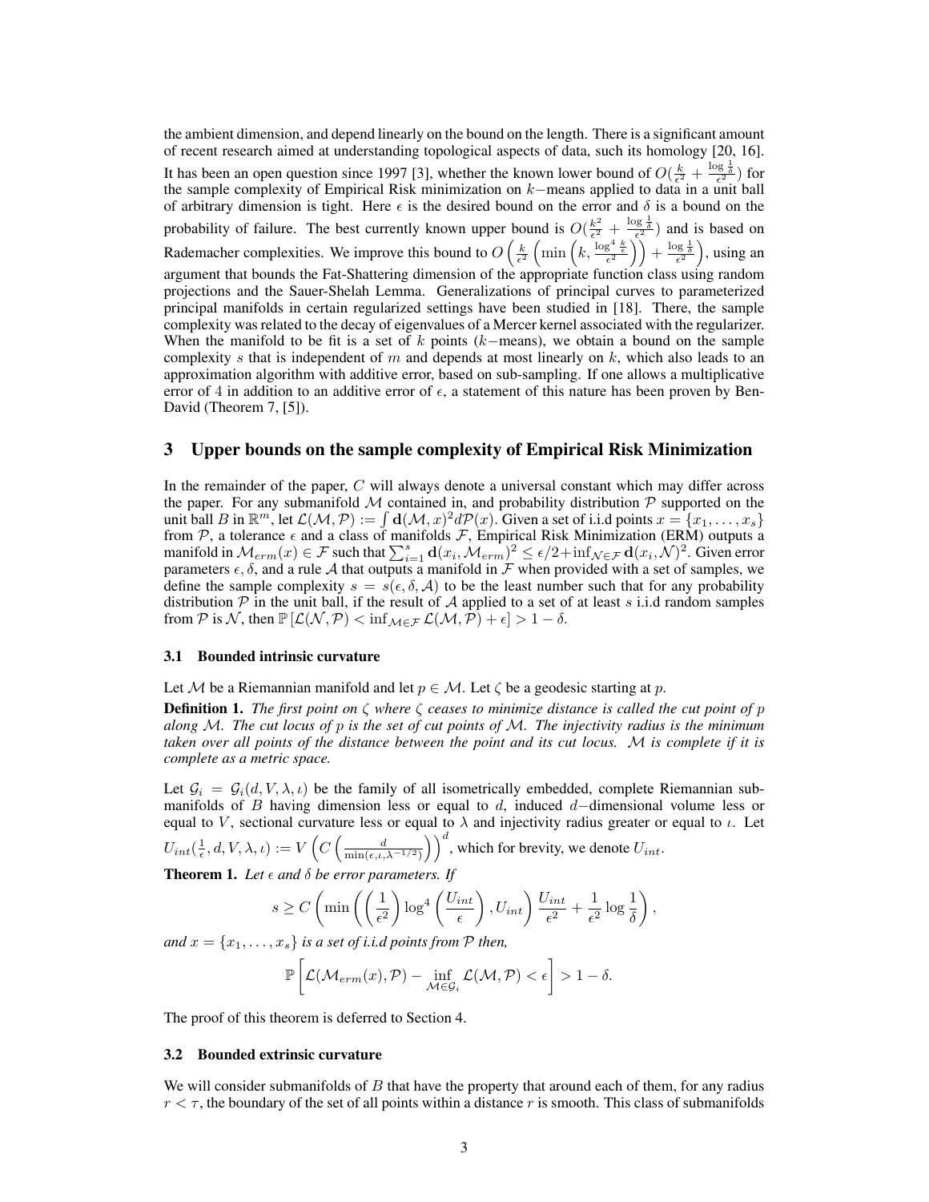the ambient dimension, and depend linearly on the bound on the length. There is a significant amount of recent research aimed at understanding topological aspects of data, such its homology [20, 16]. It has been an open question since 1997 [3], whether the known lower bound of $O(\frac{k}{\epsilon^2} + \frac{\log \frac{1}{\delta}}{\epsilon^2})$ for the sample complexity of Empirical Risk minimization on $k-$means applied to data in a unit ball of arbitrary dimension is tight. Here $\epsilon$ is the desired bound on the error and $\delta$ is a bound on the probability of failure. The best currently known upper bound is $O(\frac{k^2}{\epsilon^2} + \frac{\log \frac{1}{\delta}}{\epsilon^2})$ and is based on Rademacher complexities. We improve this bound to $O\left(\frac{k}{\epsilon^2}\left(\min\left(k, \frac{\log^4 \frac{k}{\epsilon}}{\epsilon^2}\right)\right) + \frac{\log \frac{1}{\delta}}{\epsilon^2}\right)$, using an argument that bounds the Fat-Shattering dimension of the appropriate function class using random projections and the Sauer-Shelah Lemma. Generalizations of principal curves to parameterized principal manifolds in certain regularized settings have been studied in [18]. There, the sample complexity was related to the decay of eigenvalues of a Mercer kernel associated with the regularizer. When the manifold to be fit is a set of $k$ points ($k-$means), we obtain a bound on the sample complexity $s$ that is independent of $m$ and depends at most linearly on $k$, which also leads to an approximation algorithm with additive error, based on sub-sampling. If one allows a multiplicative error of 4 in addition to an additive error of $\epsilon$, a statement of this nature has been proven by Ben-David (Theorem 7, [5]).

## 3 Upper bounds on the sample complexity of Empirical Risk Minimization

In the remainder of the paper, $C$ will always denote a universal constant which may differ across the paper. For any submanifold $\mathcal{M}$ contained in, and probability distribution $\mathcal{P}$ supported on the unit ball $B$ in $\mathbb{R}^m$, let $\mathcal{L}(\mathcal{M}, \mathcal{P}) := \int \mathbf{d}(\mathcal{M}, x)^2 d\mathcal{P}(x)$. Given a set of i.i.d points $x = \{x_1, \ldots, x_s\}$ from $\mathcal{P}$, a tolerance $\epsilon$ and a class of manifolds $\mathcal{F}$, Empirical Risk Minimization (ERM) outputs a manifold in $\mathcal{M}_{erm}(x) \in \mathcal{F}$ such that $\sum_{i=1}^{s} \mathbf{d}(x_i, \mathcal{M}_{erm})^2 \leq \epsilon/2 + \inf_{\mathcal{N} \in \mathcal{F}} \mathbf{d}(x_i, \mathcal{N})^2$. Given error parameters $\epsilon, \delta$, and a rule $\mathcal{A}$ that outputs a manifold in $\mathcal{F}$ when provided with a set of samples, we define the sample complexity $s = s(\epsilon, \delta, \mathcal{A})$ to be the least number such that for any probability distribution $\mathcal{P}$ in the unit ball, if the result of $\mathcal{A}$ applied to a set of at least $s$ i.i.d random samples from $\mathcal{P}$ is $\mathcal{N}$, then $\mathbb{P}\left[\mathcal{L}(\mathcal{N}, \mathcal{P}) < \inf_{\mathcal{M} \in \mathcal{F}} \mathcal{L}(\mathcal{M}, \mathcal{P}) + \epsilon\right] > 1 - \delta$.

### 3.1 Bounded intrinsic curvature

Let $\mathcal{M}$ be a Riemannian manifold and let $p \in \mathcal{M}$. Let $\zeta$ be a geodesic starting at $p$.

**Definition 1.** *The first point on $\zeta$ where $\zeta$ ceases to minimize distance is called the cut point of $p$ along $\mathcal{M}$. The cut locus of $p$ is the set of cut points of $\mathcal{M}$. The injectivity radius is the minimum taken over all points of the distance between the point and its cut locus. $\mathcal{M}$ is complete if it is complete as a metric space.*

Let $\mathcal{G}_i = \mathcal{G}_i(d, V, \lambda, \iota)$ be the family of all isometrically embedded, complete Riemannian submanifolds of $B$ having dimension less or equal to $d$, induced $d-$dimensional volume less or equal to $V$, sectional curvature less or equal to $\lambda$ and injectivity radius greater or equal to $\iota$. Let $U_{int}(\frac{1}{\epsilon}, d, V, \lambda, \iota) := V\left(C\left(\frac{d}{\min(\epsilon, \iota, \lambda^{-1/2})}\right)\right)^d$, which for brevity, we denote $U_{int}$.

**Theorem 1.** *Let $\epsilon$ and $\delta$ be error parameters. If*

$$s \geq C\left(\min\left(\left(\frac{1}{\epsilon^2}\right)\log^4\left(\frac{U_{int}}{\epsilon}\right), U_{int}\right)\frac{U_{int}}{\epsilon^2} + \frac{1}{\epsilon^2}\log\frac{1}{\delta}\right),$$

*and $x = \{x_1, \ldots, x_s\}$ is a set of i.i.d points from $\mathcal{P}$ then,*

$$\mathbb{P}\left[\mathcal{L}(\mathcal{M}_{erm}(x), \mathcal{P}) - \inf_{\mathcal{M} \in \mathcal{G}_i} \mathcal{L}(\mathcal{M}, \mathcal{P}) < \epsilon\right] > 1 - \delta.$$

The proof of this theorem is deferred to Section 4.

### 3.2 Bounded extrinsic curvature

We will consider submanifolds of $B$ that have the property that around each of them, for any radius $r < \tau$, the boundary of the set of all points within a distance $r$ is smooth. This class of submanifolds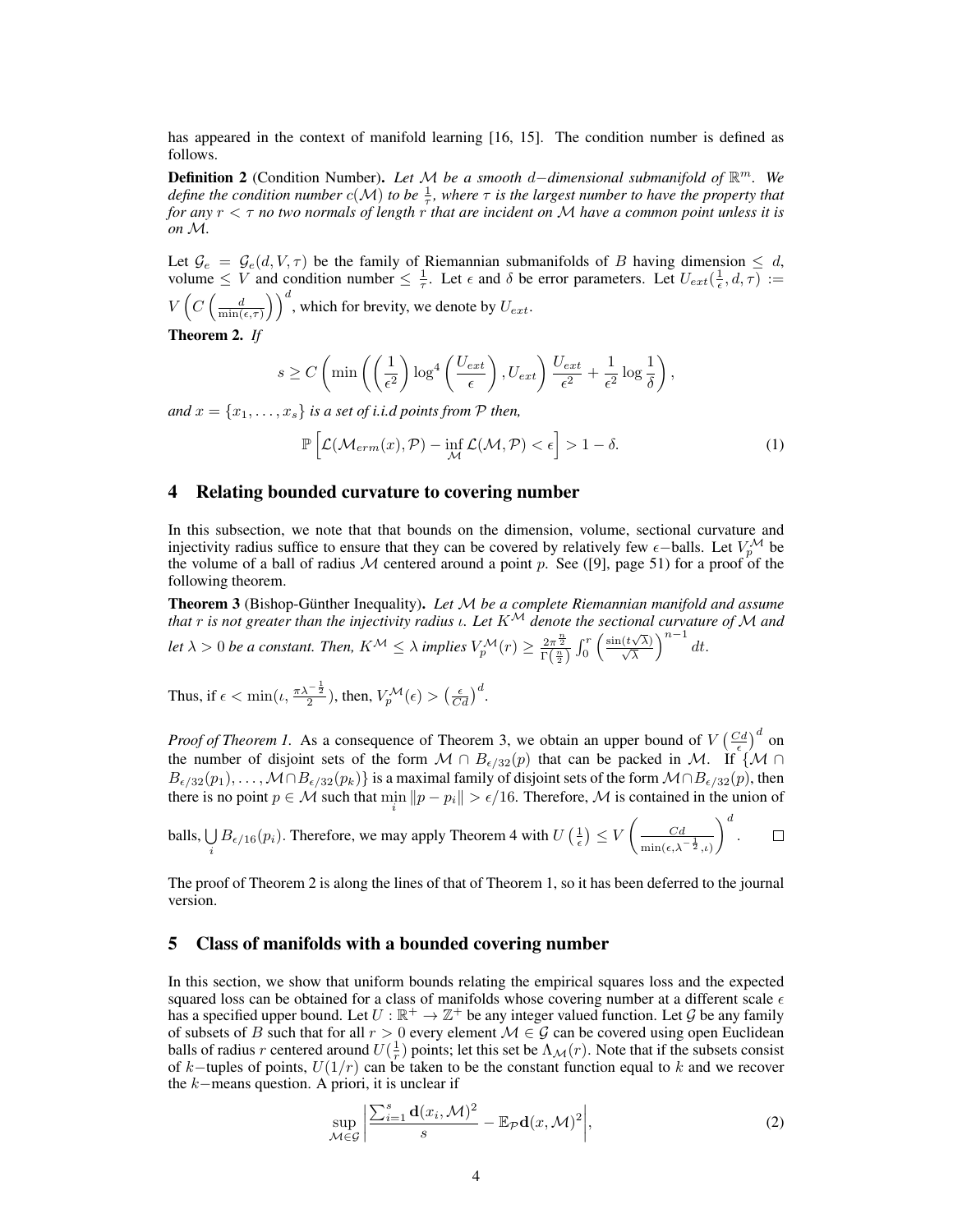has appeared in the context of manifold learning [16, 15]. The condition number is defined as follows.

**Definition 2** (Condition Number). *Let $\mathcal{M}$ be a smooth $d-$dimensional submanifold of $\mathbb{R}^m$. We define the condition number $c(\mathcal{M})$ to be $\frac{1}{\tau}$, where $\tau$ is the largest number to have the property that for any $r < \tau$ no two normals of length $r$ that are incident on $\mathcal{M}$ have a common point unless it is on $\mathcal{M}$.*

Let $\mathcal{G}_e = \mathcal{G}_e(d, V, \tau)$ be the family of Riemannian submanifolds of $B$ having dimension $\leq d$, volume $\leq V$ and condition number $\leq \frac{1}{\tau}$. Let $\epsilon$ and $\delta$ be error parameters. Let $U_{ext}(\frac{1}{\epsilon}, d, \tau) := V\left(C\left(\frac{d}{\min(\epsilon,\tau)}\right)\right)^d$, which for brevity, we denote by $U_{ext}$.

**Theorem 2.** *If*

$$s \geq C\left(\min\left(\left(\frac{1}{\epsilon^2}\right)\log^4\left(\frac{U_{ext}}{\epsilon}\right), U_{ext}\right)\frac{U_{ext}}{\epsilon^2} + \frac{1}{\epsilon^2}\log\frac{1}{\delta}\right),$$

*and $x = \{x_1, \ldots, x_s\}$ is a set of i.i.d points from $\mathcal{P}$ then,*

$$\mathbb{P}\left[\mathcal{L}(\mathcal{M}_{erm}(x), \mathcal{P}) - \inf_{\mathcal{M}} \mathcal{L}(\mathcal{M}, \mathcal{P}) < \epsilon\right] > 1 - \delta. \tag{1}$$

## 4 Relating bounded curvature to covering number

In this subsection, we note that that bounds on the dimension, volume, sectional curvature and injectivity radius suffice to ensure that they can be covered by relatively few $\epsilon-$balls. Let $V_p^{\mathcal{M}}$ be the volume of a ball of radius $\mathcal{M}$ centered around a point $p$. See ([9], page 51) for a proof of the following theorem.

**Theorem 3** (Bishop-Günther Inequality). *Let $\mathcal{M}$ be a complete Riemannian manifold and assume that $r$ is not greater than the injectivity radius $\iota$. Let $K^{\mathcal{M}}$ denote the sectional curvature of $\mathcal{M}$ and let $\lambda > 0$ be a constant. Then, $K^{\mathcal{M}} \leq \lambda$ implies $V_p^{\mathcal{M}}(r) \geq \frac{2\pi^{\frac{n}{2}}}{\Gamma\left(\frac{n}{2}\right)}\int_0^r \left(\frac{\sin(t\sqrt{\lambda})}{\sqrt{\lambda}}\right)^{n-1} dt$.*

Thus, if $\epsilon < \min(\iota, \frac{\pi\lambda^{-\frac{1}{2}}}{2})$, then, $V_p^{\mathcal{M}}(\epsilon) > \left(\frac{\epsilon}{Cd}\right)^d$.

*Proof of Theorem 1.* As a consequence of Theorem 3, we obtain an upper bound of $V\left(\frac{Cd}{\epsilon}\right)^d$ on the number of disjoint sets of the form $\mathcal{M} \cap B_{\epsilon/32}(p)$ that can be packed in $\mathcal{M}$. If $\{\mathcal{M} \cap B_{\epsilon/32}(p_1), \ldots, \mathcal{M} \cap B_{\epsilon/32}(p_k)\}$ is a maximal family of disjoint sets of the form $\mathcal{M} \cap B_{\epsilon/32}(p)$, then there is no point $p \in \mathcal{M}$ such that $\min_i \|p - p_i\| > \epsilon/16$. Therefore, $\mathcal{M}$ is contained in the union of balls, $\bigcup_i B_{\epsilon/16}(p_i)$. Therefore, we may apply Theorem 4 with $U\left(\frac{1}{\epsilon}\right) \leq V\left(\frac{Cd}{\min(\epsilon, \lambda^{-\frac{1}{2}}, \iota)}\right)^d$. $\square$

The proof of Theorem 2 is along the lines of that of Theorem 1, so it has been deferred to the journal version.

## 5 Class of manifolds with a bounded covering number

In this section, we show that uniform bounds relating the empirical squares loss and the expected squared loss can be obtained for a class of manifolds whose covering number at a different scale $\epsilon$ has a specified upper bound. Let $U : \mathbb{R}^+ \to \mathbb{Z}^+$ be any integer valued function. Let $\mathcal{G}$ be any family of subsets of $B$ such that for all $r > 0$ every element $\mathcal{M} \in \mathcal{G}$ can be covered using open Euclidean balls of radius $r$ centered around $U(\frac{1}{r})$ points; let this set be $\Lambda_{\mathcal{M}}(r)$. Note that if the subsets consist of $k-$tuples of points, $U(1/r)$ can be taken to be the constant function equal to $k$ and we recover the $k-$means question. A priori, it is unclear if

$$\sup_{\mathcal{M} \in \mathcal{G}} \left|\frac{\sum_{i=1}^s \mathbf{d}(x_i, \mathcal{M})^2}{s} - \mathbb{E}_{\mathcal{P}}\mathbf{d}(x, \mathcal{M})^2\right|, \tag{2}$$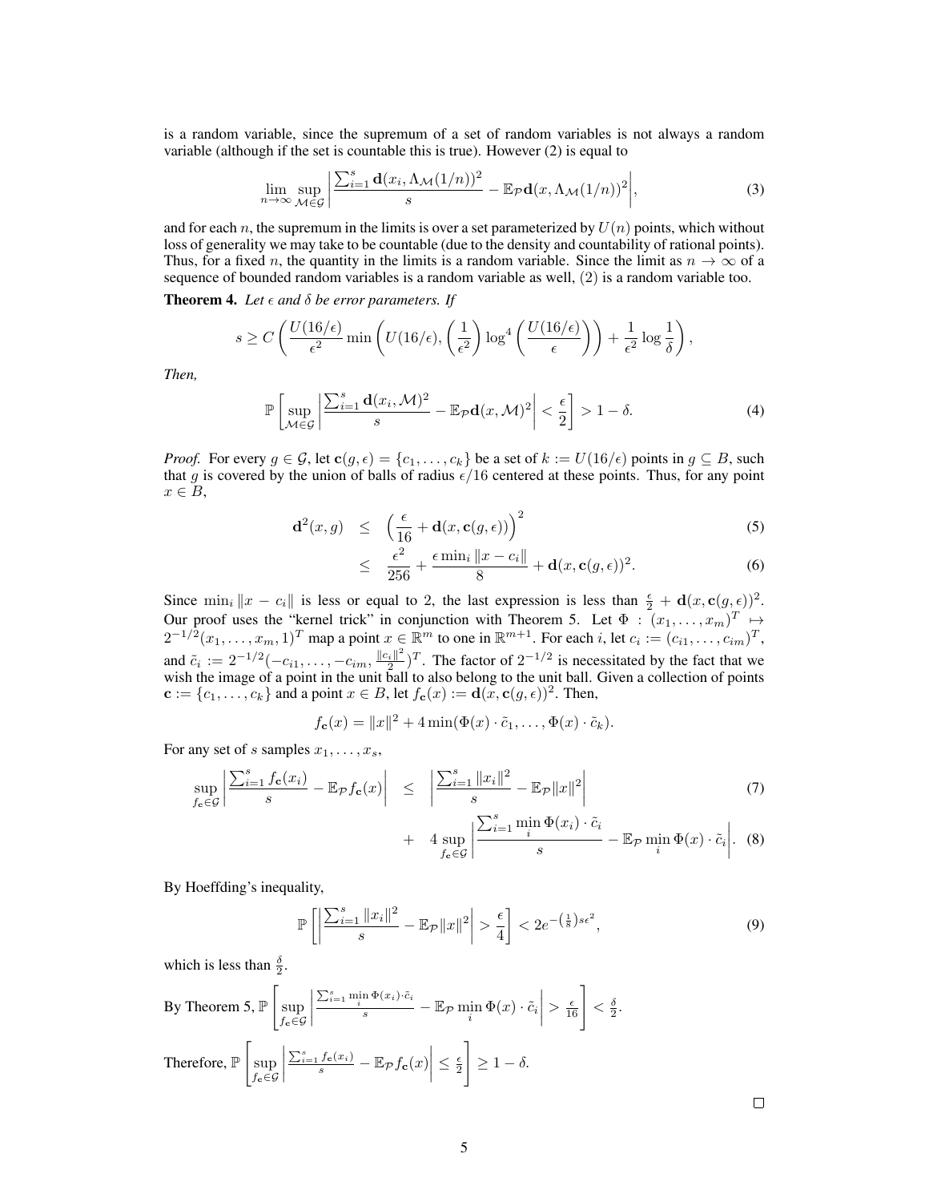is a random variable, since the supremum of a set of random variables is not always a random variable (although if the set is countable this is true). However (2) is equal to

$$\lim_{n\to\infty} \sup_{\mathcal{M}\in\mathcal{G}} \left| \frac{\sum_{i=1}^{s} \mathbf{d}(x_i, \Lambda_{\mathcal{M}}(1/n))^2}{s} - \mathbb{E}_{\mathcal{P}} \mathbf{d}(x, \Lambda_{\mathcal{M}}(1/n))^2 \right|, \tag{3}$$

and for each $n$, the supremum in the limits is over a set parameterized by $U(n)$ points, which without loss of generality we may take to be countable (due to the density and countability of rational points). Thus, for a fixed $n$, the quantity in the limits is a random variable. Since the limit as $n \to \infty$ of a sequence of bounded random variables is a random variable as well, (2) is a random variable too.

**Theorem 4.** *Let $\epsilon$ and $\delta$ be error parameters. If*

$$s \geq C\left(\frac{U(16/\epsilon)}{\epsilon^2} \min\left(U(16/\epsilon), \left(\frac{1}{\epsilon^2}\right)\log^4\left(\frac{U(16/\epsilon)}{\epsilon}\right)\right) + \frac{1}{\epsilon^2}\log\frac{1}{\delta}\right),$$

*Then,*

$$\mathbb{P}\left[\sup_{\mathcal{M}\in\mathcal{G}} \left| \frac{\sum_{i=1}^{s} \mathbf{d}(x_i, \mathcal{M})^2}{s} - \mathbb{E}_{\mathcal{P}} \mathbf{d}(x, \mathcal{M})^2 \right| < \frac{\epsilon}{2}\right] > 1 - \delta. \tag{4}$$

*Proof.* For every $g \in \mathcal{G}$, let $\mathbf{c}(g, \epsilon) = \{c_1, \dots, c_k\}$ be a set of $k := U(16/\epsilon)$ points in $g \subseteq B$, such that $g$ is covered by the union of balls of radius $\epsilon/16$ centered at these points. Thus, for any point $x \in B$,

$$\mathbf{d}^2(x, g) \leq \left(\frac{\epsilon}{16} + \mathbf{d}(x, \mathbf{c}(g, \epsilon))\right)^2 \tag{5}$$

$$\leq \frac{\epsilon^2}{256} + \frac{\epsilon \min_i \|x - c_i\|}{8} + \mathbf{d}(x, \mathbf{c}(g, \epsilon))^2. \tag{6}$$

Since $\min_i \|x - c_i\|$ is less or equal to 2, the last expression is less than $\frac{\epsilon}{2} + \mathbf{d}(x, \mathbf{c}(g, \epsilon))^2$. Our proof uses the "kernel trick" in conjunction with Theorem 5. Let $\Phi : (x_1, \dots, x_m)^T \mapsto 2^{-1/2}(x_1, \dots, x_m, 1)^T$ map a point $x \in \mathbb{R}^m$ to one in $\mathbb{R}^{m+1}$. For each $i$, let $c_i := (c_{i1}, \dots, c_{im})^T$, and $\tilde{c}_i := 2^{-1/2}(-c_{i1}, \dots, -c_{im}, \frac{\|c_i\|^2}{2})^T$. The factor of $2^{-1/2}$ is necessitated by the fact that we wish the image of a point in the unit ball to also belong to the unit ball. Given a collection of points $\mathbf{c} := \{c_1, \dots, c_k\}$ and a point $x \in B$, let $f_{\mathbf{c}}(x) := \mathbf{d}(x, \mathbf{c}(g, \epsilon))^2$. Then,

$$f_{\mathbf{c}}(x) = \|x\|^2 + 4\min(\Phi(x)\cdot\tilde{c}_1, \dots, \Phi(x)\cdot\tilde{c}_k).$$

For any set of $s$ samples $x_1, \dots, x_s$,

$$\sup_{f_{\mathbf{c}}\in\mathcal{G}} \left| \frac{\sum_{i=1}^{s} f_{\mathbf{c}}(x_i)}{s} - \mathbb{E}_{\mathcal{P}} f_{\mathbf{c}}(x) \right| \leq \left| \frac{\sum_{i=1}^{s} \|x_i\|^2}{s} - \mathbb{E}_{\mathcal{P}}\|x\|^2 \right| \tag{7}$$

$$+ \quad 4 \sup_{f_{\mathbf{c}}\in\mathcal{G}} \left| \frac{\sum_{i=1}^{s} \min_i \Phi(x_i)\cdot\tilde{c}_i}{s} - \mathbb{E}_{\mathcal{P}} \min_i \Phi(x)\cdot\tilde{c}_i \right|. \tag{8}$$

By Hoeffding's inequality,

$$\mathbb{P}\left[\left| \frac{\sum_{i=1}^{s} \|x_i\|^2}{s} - \mathbb{E}_{\mathcal{P}}\|x\|^2 \right| > \frac{\epsilon}{4}\right] < 2e^{-\left(\frac{1}{8}\right)s\epsilon^2}, \tag{9}$$

which is less than $\frac{\delta}{2}$.

By Theorem 5, $\mathbb{P}\left[\sup_{f_{\mathbf{c}}\in\mathcal{G}} \left| \frac{\sum_{i=1}^{s} \min_i \Phi(x_i)\cdot\tilde{c}_i}{s} - \mathbb{E}_{\mathcal{P}} \min_i \Phi(x)\cdot\tilde{c}_i \right| > \frac{\epsilon}{16}\right] < \frac{\delta}{2}$.

Therefore, $\mathbb{P}\left[\sup_{f_{\mathbf{c}}\in\mathcal{G}} \left| \frac{\sum_{i=1}^{s} f_{\mathbf{c}}(x_i)}{s} - \mathbb{E}_{\mathcal{P}} f_{\mathbf{c}}(x) \right| \leq \frac{\epsilon}{2}\right] \geq 1 - \delta$.

□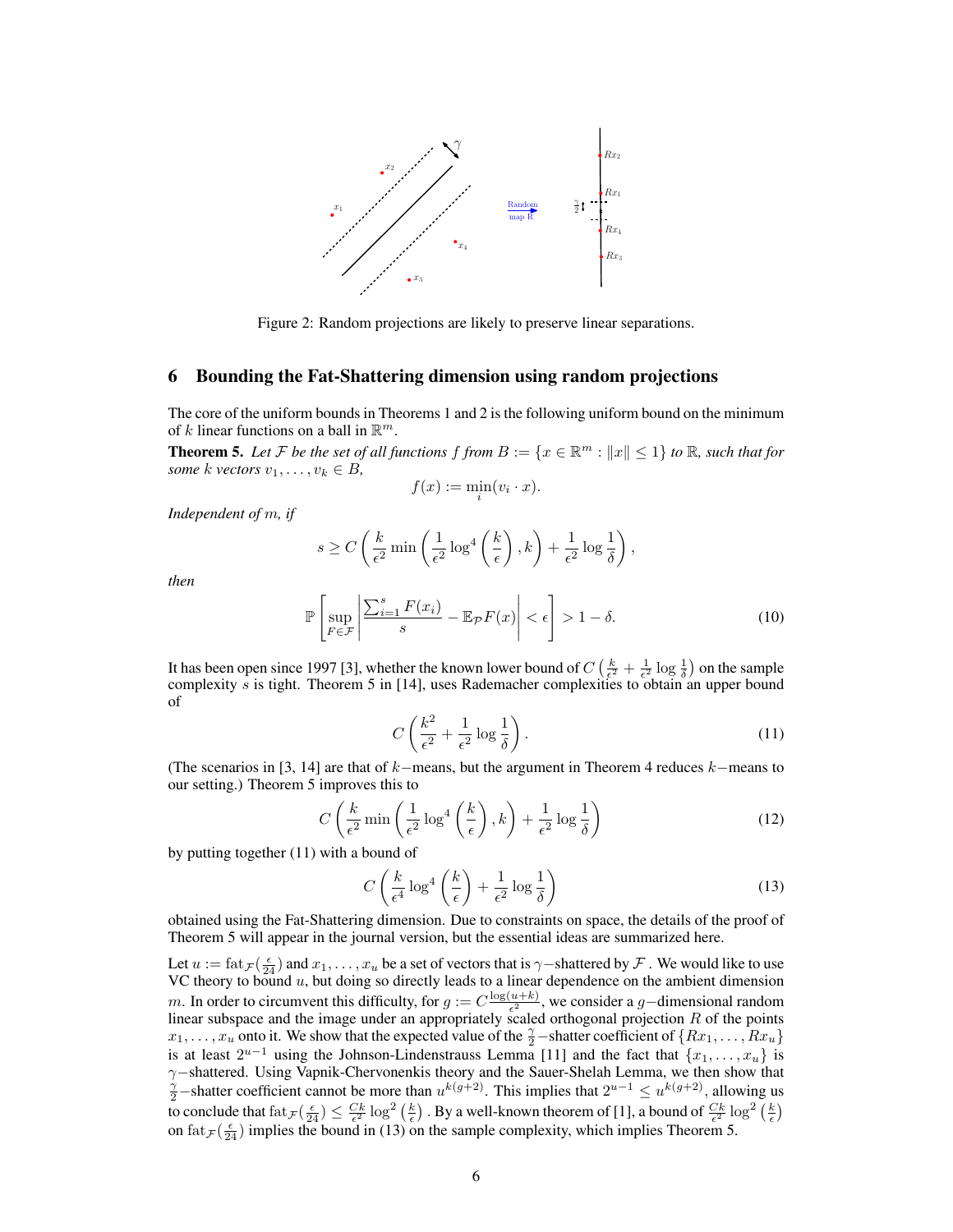Figure 2: Random projections are likely to preserve linear separations.

## 6 Bounding the Fat-Shattering dimension using random projections

The core of the uniform bounds in Theorems 1 and 2 is the following uniform bound on the minimum of $k$ linear functions on a ball in $\mathbb{R}^m$.

**Theorem 5.** *Let $\mathcal{F}$ be the set of all functions $f$ from $B := \{x \in \mathbb{R}^m : \|x\| \leq 1\}$ to $\mathbb{R}$, such that for some $k$ vectors $v_1, \dots, v_k \in B$,*

$$f(x) := \min_i (v_i \cdot x).$$

*Independent of $m$, if*

$$s \geq C\left(\frac{k}{\epsilon^2}\min\left(\frac{1}{\epsilon^2}\log^4\left(\frac{k}{\epsilon}\right), k\right) + \frac{1}{\epsilon^2}\log\frac{1}{\delta}\right),$$

*then*

$$\mathbb{P}\left[\sup_{F \in \mathcal{F}}\left|\frac{\sum_{i=1}^s F(x_i)}{s} - \mathbb{E}_{\mathcal{P}}F(x)\right| < \epsilon\right] > 1 - \delta. \tag{10}$$

It has been open since 1997 [3], whether the known lower bound of $C\left(\frac{k}{\epsilon^2} + \frac{1}{\epsilon^2}\log\frac{1}{\delta}\right)$ on the sample complexity $s$ is tight. Theorem 5 in [14], uses Rademacher complexities to obtain an upper bound of

$$C\left(\frac{k^2}{\epsilon^2} + \frac{1}{\epsilon^2}\log\frac{1}{\delta}\right). \tag{11}$$

(The scenarios in [3, 14] are that of $k-$means, but the argument in Theorem 4 reduces $k-$means to our setting.) Theorem 5 improves this to

$$C\left(\frac{k}{\epsilon^2}\min\left(\frac{1}{\epsilon^2}\log^4\left(\frac{k}{\epsilon}\right), k\right) + \frac{1}{\epsilon^2}\log\frac{1}{\delta}\right) \tag{12}$$

by putting together (11) with a bound of

$$C\left(\frac{k}{\epsilon^4}\log^4\left(\frac{k}{\epsilon}\right) + \frac{1}{\epsilon^2}\log\frac{1}{\delta}\right) \tag{13}$$

obtained using the Fat-Shattering dimension. Due to constraints on space, the details of the proof of Theorem 5 will appear in the journal version, but the essential ideas are summarized here.

Let $u := \mathrm{fat}_{\mathcal{F}}(\frac{\epsilon}{24})$ and $x_1, \dots, x_u$ be a set of vectors that is $\gamma-$shattered by $\mathcal{F}$. We would like to use VC theory to bound $u$, but doing so directly leads to a linear dependence on the ambient dimension $m$. In order to circumvent this difficulty, for $g := C\frac{\log(u+k)}{\epsilon^2}$, we consider a $g-$dimensional random linear subspace and the image under an appropriately scaled orthogonal projection $R$ of the points $x_1, \dots, x_u$ onto it. We show that the expected value of the $\frac{\gamma}{2}-$shatter coefficient of $\{Rx_1, \dots, Rx_u\}$ is at least $2^{u-1}$ using the Johnson-Lindenstrauss Lemma [11] and the fact that $\{x_1, \dots, x_u\}$ is $\gamma-$shattered. Using Vapnik-Chervonenkis theory and the Sauer-Shelah Lemma, we then show that $\frac{\gamma}{2}-$shatter coefficient cannot be more than $u^{k(g+2)}$. This implies that $2^{u-1} \leq u^{k(g+2)}$, allowing us to conclude that $\mathrm{fat}_{\mathcal{F}}(\frac{\epsilon}{24}) \leq \frac{Ck}{\epsilon^2}\log^2\left(\frac{k}{\epsilon}\right)$. By a well-known theorem of [1], a bound of $\frac{Ck}{\epsilon^2}\log^2\left(\frac{k}{\epsilon}\right)$ on $\mathrm{fat}_{\mathcal{F}}(\frac{\epsilon}{24})$ implies the bound in (13) on the sample complexity, which implies Theorem 5.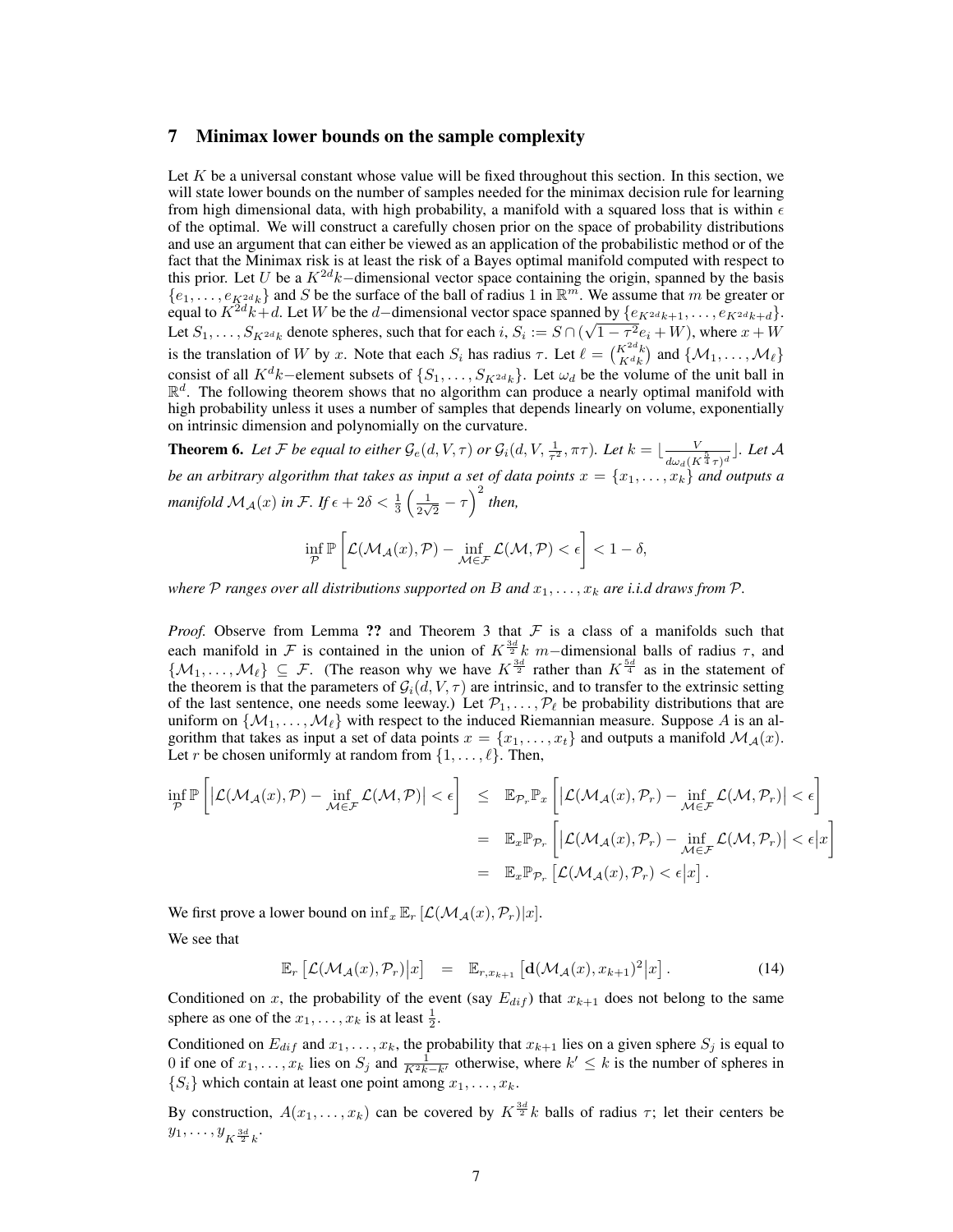## 7 Minimax lower bounds on the sample complexity

Let $K$ be a universal constant whose value will be fixed throughout this section. In this section, we will state lower bounds on the number of samples needed for the minimax decision rule for learning from high dimensional data, with high probability, a manifold with a squared loss that is within $\epsilon$ of the optimal. We will construct a carefully chosen prior on the space of probability distributions and use an argument that can either be viewed as an application of the probabilistic method or of the fact that the Minimax risk is at least the risk of a Bayes optimal manifold computed with respect to this prior. Let $U$ be a $K^{2d}k-$dimensional vector space containing the origin, spanned by the basis $\{e_1, \dots, e_{K^{2d}k}\}$ and $S$ be the surface of the ball of radius 1 in $\mathbb{R}^m$. We assume that $m$ be greater or equal to $K^{2d}k + d$. Let $W$ be the $d-$dimensional vector space spanned by $\{e_{K^{2d}k+1}, \dots, e_{K^{2d}k+d}\}$. Let $S_1, \dots, S_{K^{2d}k}$ denote spheres, such that for each $i$, $S_i := S \cap (\sqrt{1-\tau^2}e_i + W)$, where $x + W$ is the translation of $W$ by $x$. Note that each $S_i$ has radius $\tau$. Let $\ell = \binom{K^{2d}k}{K^d k}$ and $\{\mathcal{M}_1, \dots, \mathcal{M}_\ell\}$ consist of all $K^d k-$element subsets of $\{S_1, \dots, S_{K^{2d}k}\}$. Let $\omega_d$ be the volume of the unit ball in $\mathbb{R}^d$. The following theorem shows that no algorithm can produce a nearly optimal manifold with high probability unless it uses a number of samples that depends linearly on volume, exponentially on intrinsic dimension and polynomially on the curvature.

**Theorem 6.** *Let $\mathcal{F}$ be equal to either $\mathcal{G}_e(d, V, \tau)$ or $\mathcal{G}_i(d, V, \frac{1}{\tau^2}, \pi\tau)$. Let $k = \lfloor \frac{V}{d\omega_d (K^{\frac{5}{4}}\tau)^d} \rfloor$. Let $\mathcal{A}$ be an arbitrary algorithm that takes as input a set of data points $x = \{x_1, \dots, x_k\}$ and outputs a manifold $\mathcal{M}_{\mathcal{A}}(x)$ in $\mathcal{F}$. If $\epsilon + 2\delta < \frac{1}{3}\left(\frac{1}{2\sqrt{2}} - \tau\right)^2$ then,*

$$\inf_{\mathcal{P}} \mathbb{P}\left[\mathcal{L}(\mathcal{M}_{\mathcal{A}}(x), \mathcal{P}) - \inf_{\mathcal{M} \in \mathcal{F}} \mathcal{L}(\mathcal{M}, \mathcal{P}) < \epsilon\right] < 1 - \delta,$$

*where $\mathcal{P}$ ranges over all distributions supported on $B$ and $x_1, \dots, x_k$ are i.i.d draws from $\mathcal{P}$.*

*Proof.* Observe from Lemma **??** and Theorem 3 that $\mathcal{F}$ is a class of a manifolds such that each manifold in $\mathcal{F}$ is contained in the union of $K^{\frac{3d}{2}}k$ $m-$dimensional balls of radius $\tau$, and $\{\mathcal{M}_1, \dots, \mathcal{M}_\ell\} \subseteq \mathcal{F}$. (The reason why we have $K^{\frac{3d}{2}}$ rather than $K^{\frac{5d}{4}}$ as in the statement of the theorem is that the parameters of $\mathcal{G}_i(d, V, \tau)$ are intrinsic, and to transfer to the extrinsic setting of the last sentence, one needs some leeway.) Let $\mathcal{P}_1, \dots, \mathcal{P}_\ell$ be probability distributions that are uniform on $\{\mathcal{M}_1, \dots, \mathcal{M}_\ell\}$ with respect to the induced Riemannian measure. Suppose $A$ is an algorithm that takes as input a set of data points $x = \{x_1, \dots, x_t\}$ and outputs a manifold $\mathcal{M}_{\mathcal{A}}(x)$. Let $r$ be chosen uniformly at random from $\{1, \dots, \ell\}$. Then,

$$\begin{aligned}
\inf_{\mathcal{P}} \mathbb{P}\left[\left|\mathcal{L}(\mathcal{M}_{\mathcal{A}}(x), \mathcal{P}) - \inf_{\mathcal{M} \in \mathcal{F}} \mathcal{L}(\mathcal{M}, \mathcal{P})\right| < \epsilon\right] &\leq \mathbb{E}_{\mathcal{P}_r}\mathbb{P}_x\left[\left|\mathcal{L}(\mathcal{M}_{\mathcal{A}}(x), \mathcal{P}_r) - \inf_{\mathcal{M} \in \mathcal{F}} \mathcal{L}(\mathcal{M}, \mathcal{P}_r)\right| < \epsilon\right] \\
&= \mathbb{E}_x\mathbb{P}_{\mathcal{P}_r}\left[\left|\mathcal{L}(\mathcal{M}_{\mathcal{A}}(x), \mathcal{P}_r) - \inf_{\mathcal{M} \in \mathcal{F}} \mathcal{L}(\mathcal{M}, \mathcal{P}_r)\right| < \epsilon \Big| x\right] \\
&= \mathbb{E}_x\mathbb{P}_{\mathcal{P}_r}\left[\mathcal{L}(\mathcal{M}_{\mathcal{A}}(x), \mathcal{P}_r) < \epsilon \big| x\right].
\end{aligned}$$

We first prove a lower bound on $\inf_x \mathbb{E}_r\left[\mathcal{L}(\mathcal{M}_{\mathcal{A}}(x), \mathcal{P}_r)|x\right]$.

We see that

$$\mathbb{E}_r\left[\mathcal{L}(\mathcal{M}_{\mathcal{A}}(x), \mathcal{P}_r)\big|x\right] = \mathbb{E}_{r, x_{k+1}}\left[\mathbf{d}(\mathcal{M}_{\mathcal{A}}(x), x_{k+1})^2\big|x\right]. \tag{14}$$

Conditioned on $x$, the probability of the event (say $E_{dif}$) that $x_{k+1}$ does not belong to the same sphere as one of the $x_1, \dots, x_k$ is at least $\frac{1}{2}$.

Conditioned on $E_{dif}$ and $x_1, \dots, x_k$, the probability that $x_{k+1}$ lies on a given sphere $S_j$ is equal to 0 if one of $x_1, \dots, x_k$ lies on $S_j$ and $\frac{1}{K^{2}k - k'}$ otherwise, where $k' \leq k$ is the number of spheres in $\{S_i\}$ which contain at least one point among $x_1, \dots, x_k$.

By construction, $A(x_1, \dots, x_k)$ can be covered by $K^{\frac{3d}{2}}k$ balls of radius $\tau$; let their centers be $y_1, \dots, y_{K^{\frac{3d}{2}}k}$.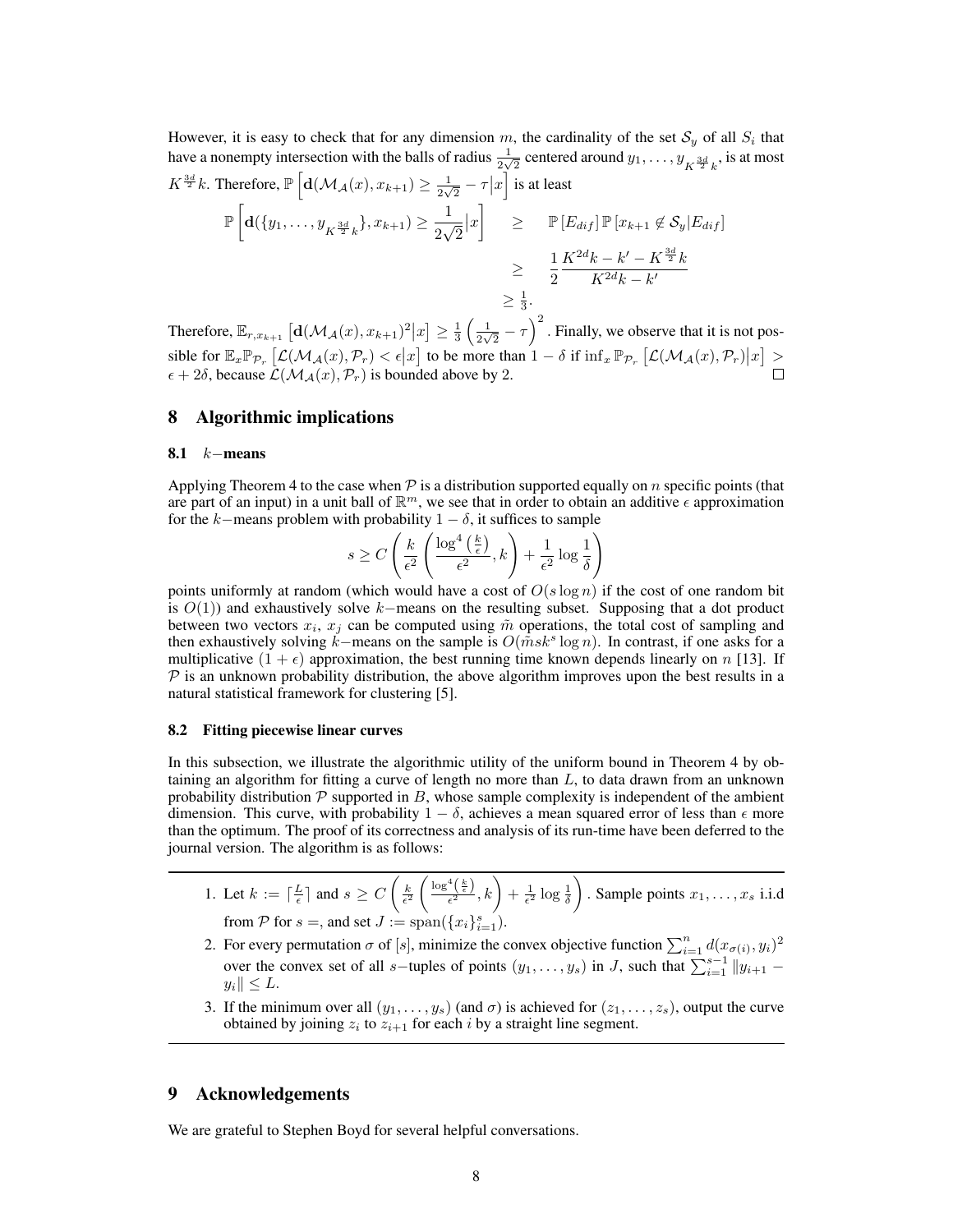However, it is easy to check that for any dimension $m$, the cardinality of the set $\mathcal{S}_y$ of all $S_i$ that have a nonempty intersection with the balls of radius $\frac{1}{2\sqrt{2}}$ centered around $y_1, \dots, y_{K^{\frac{3d}{2}}k}$, is at most $K^{\frac{3d}{2}}k$. Therefore, $\mathbb{P}\left[\mathbf{d}(\mathcal{M}_{\mathcal{A}}(x), x_{k+1}) \geq \frac{1}{2\sqrt{2}} - \tau \big| x\right]$ is at least

$$
\begin{aligned}
\mathbb{P}\left[\mathbf{d}(\{y_1, \dots, y_{K^{\frac{3d}{2}}k}\}, x_{k+1}) \geq \frac{1}{2\sqrt{2}} \big| x\right] &\geq \mathbb{P}\left[E_{dif}\right] \mathbb{P}\left[x_{k+1} \not\in \mathcal{S}_y | E_{dif}\right] \\
&\geq \frac{1}{2} \frac{K^{2d}k - k' - K^{\frac{3d}{2}}k}{K^{2d}k - k'} \\
&\geq \frac{1}{3}.
\end{aligned}
$$

Therefore, $\mathbb{E}_{r, x_{k+1}}\left[\mathbf{d}(\mathcal{M}_{\mathcal{A}}(x), x_{k+1})^2 \big| x\right] \geq \frac{1}{3}\left(\frac{1}{2\sqrt{2}} - \tau\right)^2$. Finally, we observe that it is not possible for $\mathbb{E}_x \mathbb{P}_{\mathcal{P}_r}\left[\mathcal{L}(\mathcal{M}_{\mathcal{A}}(x), \mathcal{P}_r) < \epsilon \big| x\right]$ to be more than $1 - \delta$ if $\inf_x \mathbb{P}_{\mathcal{P}_r}\left[\mathcal{L}(\mathcal{M}_{\mathcal{A}}(x), \mathcal{P}_r) \big| x\right] > \epsilon + 2\delta$, because $\mathcal{L}(\mathcal{M}_{\mathcal{A}}(x), \mathcal{P}_r)$ is bounded above by 2. □

# 8 Algorithmic implications

## 8.1 $k-$means

Applying Theorem 4 to the case when $\mathcal{P}$ is a distribution supported equally on $n$ specific points (that are part of an input) in a unit ball of $\mathbb{R}^m$, we see that in order to obtain an additive $\epsilon$ approximation for the $k-$means problem with probability $1 - \delta$, it suffices to sample

$$
s \geq C\left(\frac{k}{\epsilon^2}\left(\frac{\log^4\left(\frac{k}{\epsilon}\right)}{\epsilon^2}, k\right) + \frac{1}{\epsilon^2}\log\frac{1}{\delta}\right)
$$

points uniformly at random (which would have a cost of $O(s \log n)$ if the cost of one random bit is $O(1)$) and exhaustively solve $k-$means on the resulting subset. Supposing that a dot product between two vectors $x_i$, $x_j$ can be computed using $\tilde{m}$ operations, the total cost of sampling and then exhaustively solving $k-$means on the sample is $O(\tilde{m} s k^s \log n)$. In contrast, if one asks for a multiplicative $(1 + \epsilon)$ approximation, the best running time known depends linearly on $n$ [13]. If $\mathcal{P}$ is an unknown probability distribution, the above algorithm improves upon the best results in a natural statistical framework for clustering [5].

## 8.2 Fitting piecewise linear curves

In this subsection, we illustrate the algorithmic utility of the uniform bound in Theorem 4 by obtaining an algorithm for fitting a curve of length no more than $L$, to data drawn from an unknown probability distribution $\mathcal{P}$ supported in $B$, whose sample complexity is independent of the ambient dimension. This curve, with probability $1 - \delta$, achieves a mean squared error of less than $\epsilon$ more than the optimum. The proof of its correctness and analysis of its run-time have been deferred to the journal version. The algorithm is as follows:

1. Let $k := \lceil \frac{L}{\epsilon} \rceil$ and $s \geq C\left(\frac{k}{\epsilon^2}\left(\frac{\log^4\left(\frac{k}{\epsilon}\right)}{\epsilon^2}, k\right) + \frac{1}{\epsilon^2}\log\frac{1}{\delta}\right)$. Sample points $x_1, \dots, x_s$ i.i.d from $\mathcal{P}$ for $s =$, and set $J := \text{span}(\{x_i\}_{i=1}^s)$.
2. For every permutation $\sigma$ of $[s]$, minimize the convex objective function $\sum_{i=1}^n d(x_{\sigma(i)}, y_i)^2$ over the convex set of all $s-$tuples of points $(y_1, \dots, y_s)$ in $J$, such that $\sum_{i=1}^{s-1} \|y_{i+1} - y_i\| \leq L$.
3. If the minimum over all $(y_1, \dots, y_s)$ (and $\sigma$) is achieved for $(z_1, \dots, z_s)$, output the curve obtained by joining $z_i$ to $z_{i+1}$ for each $i$ by a straight line segment.

# 9 Acknowledgements

We are grateful to Stephen Boyd for several helpful conversations.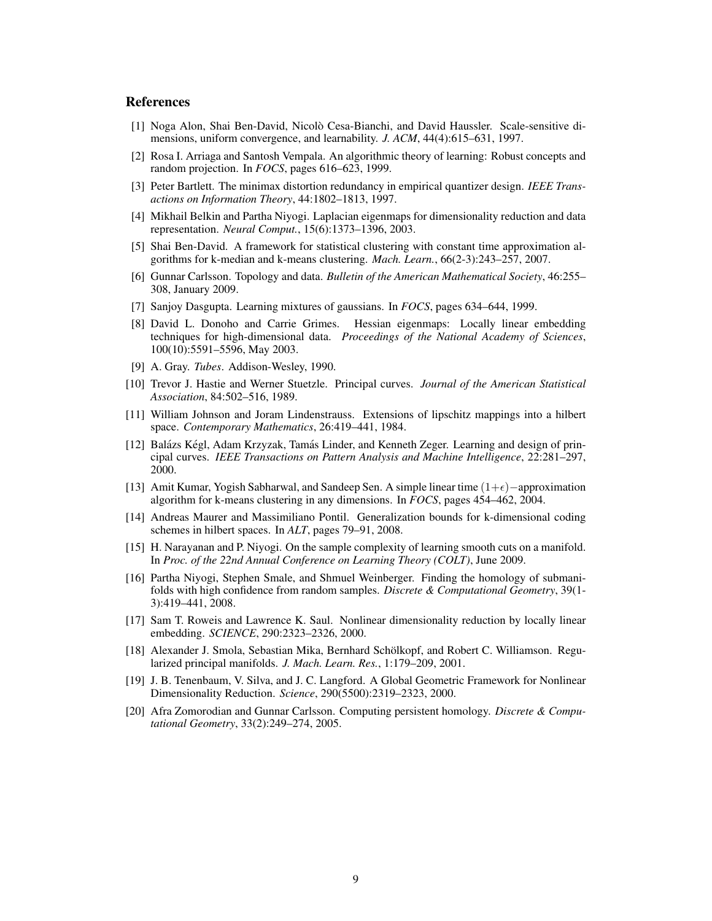## References

[1] Noga Alon, Shai Ben-David, Nicolò Cesa-Bianchi, and David Haussler. Scale-sensitive dimensions, uniform convergence, and learnability. *J. ACM*, 44(4):615–631, 1997.

[2] Rosa I. Arriaga and Santosh Vempala. An algorithmic theory of learning: Robust concepts and random projection. In *FOCS*, pages 616–623, 1999.

[3] Peter Bartlett. The minimax distortion redundancy in empirical quantizer design. *IEEE Transactions on Information Theory*, 44:1802–1813, 1997.

[4] Mikhail Belkin and Partha Niyogi. Laplacian eigenmaps for dimensionality reduction and data representation. *Neural Comput.*, 15(6):1373–1396, 2003.

[5] Shai Ben-David. A framework for statistical clustering with constant time approximation algorithms for k-median and k-means clustering. *Mach. Learn.*, 66(2-3):243–257, 2007.

[6] Gunnar Carlsson. Topology and data. *Bulletin of the American Mathematical Society*, 46:255–308, January 2009.

[7] Sanjoy Dasgupta. Learning mixtures of gaussians. In *FOCS*, pages 634–644, 1999.

[8] David L. Donoho and Carrie Grimes. Hessian eigenmaps: Locally linear embedding techniques for high-dimensional data. *Proceedings of the National Academy of Sciences*, 100(10):5591–5596, May 2003.

[9] A. Gray. *Tubes*. Addison-Wesley, 1990.

[10] Trevor J. Hastie and Werner Stuetzle. Principal curves. *Journal of the American Statistical Association*, 84:502–516, 1989.

[11] William Johnson and Joram Lindenstrauss. Extensions of lipschitz mappings into a hilbert space. *Contemporary Mathematics*, 26:419–441, 1984.

[12] Balázs Kégl, Adam Krzyzak, Tamás Linder, and Kenneth Zeger. Learning and design of principal curves. *IEEE Transactions on Pattern Analysis and Machine Intelligence*, 22:281–297, 2000.

[13] Amit Kumar, Yogish Sabharwal, and Sandeep Sen. A simple linear time $(1+\epsilon)-$approximation algorithm for k-means clustering in any dimensions. In *FOCS*, pages 454–462, 2004.

[14] Andreas Maurer and Massimiliano Pontil. Generalization bounds for k-dimensional coding schemes in hilbert spaces. In *ALT*, pages 79–91, 2008.

[15] H. Narayanan and P. Niyogi. On the sample complexity of learning smooth cuts on a manifold. In *Proc. of the 22nd Annual Conference on Learning Theory (COLT)*, June 2009.

[16] Partha Niyogi, Stephen Smale, and Shmuel Weinberger. Finding the homology of submanifolds with high confidence from random samples. *Discrete & Computational Geometry*, 39(1-3):419–441, 2008.

[17] Sam T. Roweis and Lawrence K. Saul. Nonlinear dimensionality reduction by locally linear embedding. *SCIENCE*, 290:2323–2326, 2000.

[18] Alexander J. Smola, Sebastian Mika, Bernhard Schölkopf, and Robert C. Williamson. Regularized principal manifolds. *J. Mach. Learn. Res.*, 1:179–209, 2001.

[19] J. B. Tenenbaum, V. Silva, and J. C. Langford. A Global Geometric Framework for Nonlinear Dimensionality Reduction. *Science*, 290(5500):2319–2323, 2000.

[20] Afra Zomorodian and Gunnar Carlsson. Computing persistent homology. *Discrete & Computational Geometry*, 33(2):249–274, 2005.